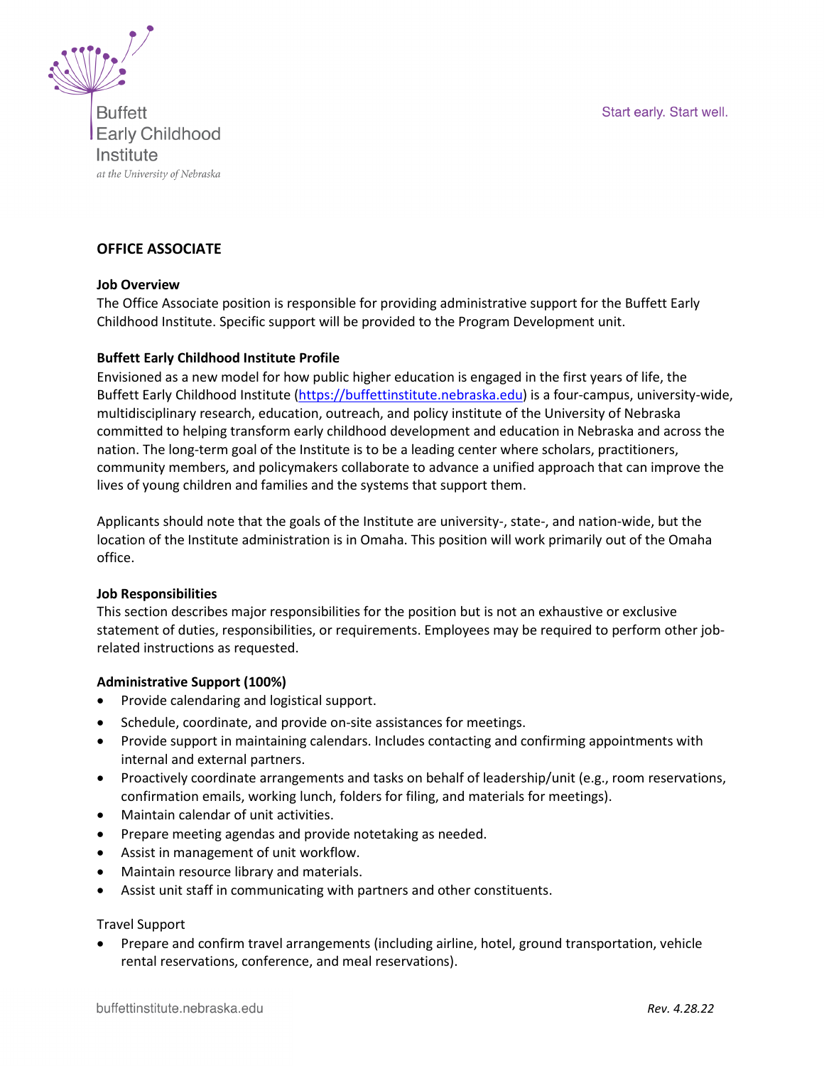Buffett Early Childhood Institute
*at the University of Nebraska*

Start early. Start well.

# OFFICE ASSOCIATE

**Job Overview**

The Office Associate position is responsible for providing administrative support for the Buffett Early Childhood Institute. Specific support will be provided to the Program Development unit.

**Buffett Early Childhood Institute Profile**

Envisioned as a new model for how public higher education is engaged in the first years of life, the Buffett Early Childhood Institute (https://buffettinstitute.nebraska.edu) is a four-campus, university-wide, multidisciplinary research, education, outreach, and policy institute of the University of Nebraska committed to helping transform early childhood development and education in Nebraska and across the nation. The long-term goal of the Institute is to be a leading center where scholars, practitioners, community members, and policymakers collaborate to advance a unified approach that can improve the lives of young children and families and the systems that support them.

Applicants should note that the goals of the Institute are university-, state-, and nation-wide, but the location of the Institute administration is in Omaha. This position will work primarily out of the Omaha office.

**Job Responsibilities**

This section describes major responsibilities for the position but is not an exhaustive or exclusive statement of duties, responsibilities, or requirements. Employees may be required to perform other job-related instructions as requested.

**Administrative Support (100%)**

- Provide calendaring and logistical support.
- Schedule, coordinate, and provide on-site assistances for meetings.
- Provide support in maintaining calendars. Includes contacting and confirming appointments with internal and external partners.
- Proactively coordinate arrangements and tasks on behalf of leadership/unit (e.g., room reservations, confirmation emails, working lunch, folders for filing, and materials for meetings).
- Maintain calendar of unit activities.
- Prepare meeting agendas and provide notetaking as needed.
- Assist in management of unit workflow.
- Maintain resource library and materials.
- Assist unit staff in communicating with partners and other constituents.

Travel Support

- Prepare and confirm travel arrangements (including airline, hotel, ground transportation, vehicle rental reservations, conference, and meal reservations).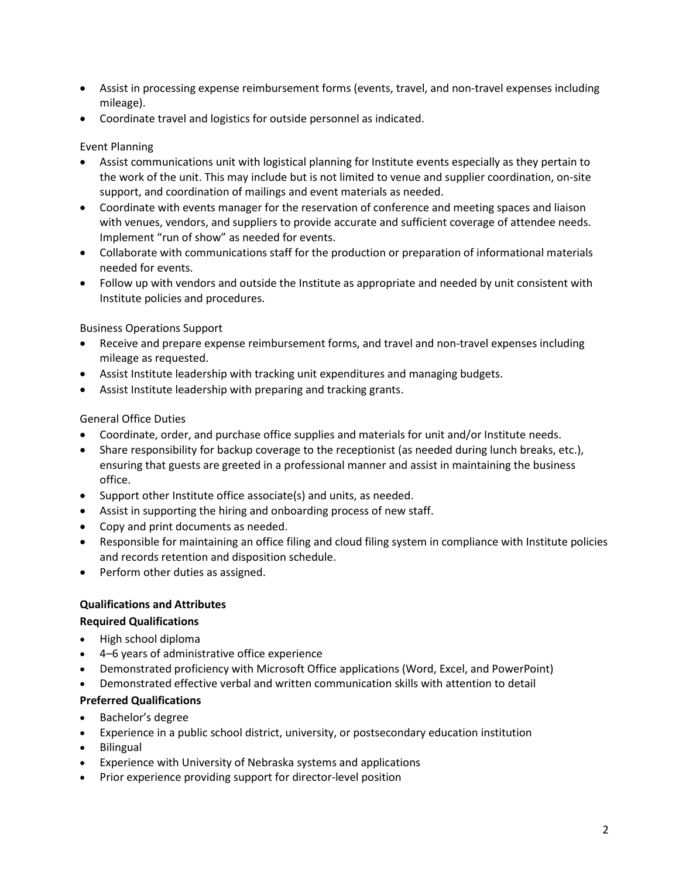- Assist in processing expense reimbursement forms (events, travel, and non-travel expenses including mileage).
- Coordinate travel and logistics for outside personnel as indicated.

Event Planning

- Assist communications unit with logistical planning for Institute events especially as they pertain to the work of the unit. This may include but is not limited to venue and supplier coordination, on-site support, and coordination of mailings and event materials as needed.
- Coordinate with events manager for the reservation of conference and meeting spaces and liaison with venues, vendors, and suppliers to provide accurate and sufficient coverage of attendee needs. Implement "run of show" as needed for events.
- Collaborate with communications staff for the production or preparation of informational materials needed for events.
- Follow up with vendors and outside the Institute as appropriate and needed by unit consistent with Institute policies and procedures.

Business Operations Support

- Receive and prepare expense reimbursement forms, and travel and non-travel expenses including mileage as requested.
- Assist Institute leadership with tracking unit expenditures and managing budgets.
- Assist Institute leadership with preparing and tracking grants.

General Office Duties

- Coordinate, order, and purchase office supplies and materials for unit and/or Institute needs.
- Share responsibility for backup coverage to the receptionist (as needed during lunch breaks, etc.), ensuring that guests are greeted in a professional manner and assist in maintaining the business office.
- Support other Institute office associate(s) and units, as needed.
- Assist in supporting the hiring and onboarding process of new staff.
- Copy and print documents as needed.
- Responsible for maintaining an office filing and cloud filing system in compliance with Institute policies and records retention and disposition schedule.
- Perform other duties as assigned.

**Qualifications and Attributes**

**Required Qualifications**

- High school diploma
- 4–6 years of administrative office experience
- Demonstrated proficiency with Microsoft Office applications (Word, Excel, and PowerPoint)
- Demonstrated effective verbal and written communication skills with attention to detail

**Preferred Qualifications**

- Bachelor's degree
- Experience in a public school district, university, or postsecondary education institution
- Bilingual
- Experience with University of Nebraska systems and applications
- Prior experience providing support for director-level position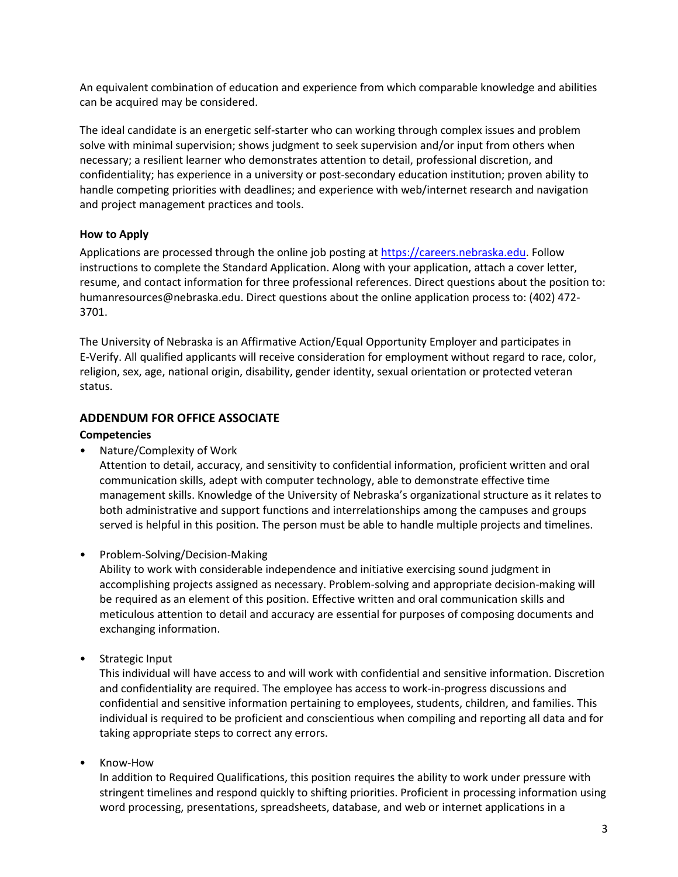An equivalent combination of education and experience from which comparable knowledge and abilities can be acquired may be considered.

The ideal candidate is an energetic self-starter who can working through complex issues and problem solve with minimal supervision; shows judgment to seek supervision and/or input from others when necessary; a resilient learner who demonstrates attention to detail, professional discretion, and confidentiality; has experience in a university or post-secondary education institution; proven ability to handle competing priorities with deadlines; and experience with web/internet research and navigation and project management practices and tools.

**How to Apply**

Applications are processed through the online job posting at [https://careers.nebraska.edu](https://careers.nebraska.edu). Follow instructions to complete the Standard Application. Along with your application, attach a cover letter, resume, and contact information for three professional references. Direct questions about the position to: humanresources@nebraska.edu. Direct questions about the online application process to: (402) 472-3701.

The University of Nebraska is an Affirmative Action/Equal Opportunity Employer and participates in E-Verify. All qualified applicants will receive consideration for employment without regard to race, color, religion, sex, age, national origin, disability, gender identity, sexual orientation or protected veteran status.

## ADDENDUM FOR OFFICE ASSOCIATE

**Competencies**

- Nature/Complexity of Work
  Attention to detail, accuracy, and sensitivity to confidential information, proficient written and oral communication skills, adept with computer technology, able to demonstrate effective time management skills. Knowledge of the University of Nebraska's organizational structure as it relates to both administrative and support functions and interrelationships among the campuses and groups served is helpful in this position. The person must be able to handle multiple projects and timelines.

- Problem-Solving/Decision-Making
  Ability to work with considerable independence and initiative exercising sound judgment in accomplishing projects assigned as necessary. Problem-solving and appropriate decision-making will be required as an element of this position. Effective written and oral communication skills and meticulous attention to detail and accuracy are essential for purposes of composing documents and exchanging information.

- Strategic Input
  This individual will have access to and will work with confidential and sensitive information. Discretion and confidentiality are required. The employee has access to work-in-progress discussions and confidential and sensitive information pertaining to employees, students, children, and families. This individual is required to be proficient and conscientious when compiling and reporting all data and for taking appropriate steps to correct any errors.

- Know-How
  In addition to Required Qualifications, this position requires the ability to work under pressure with stringent timelines and respond quickly to shifting priorities. Proficient in processing information using word processing, presentations, spreadsheets, database, and web or internet applications in a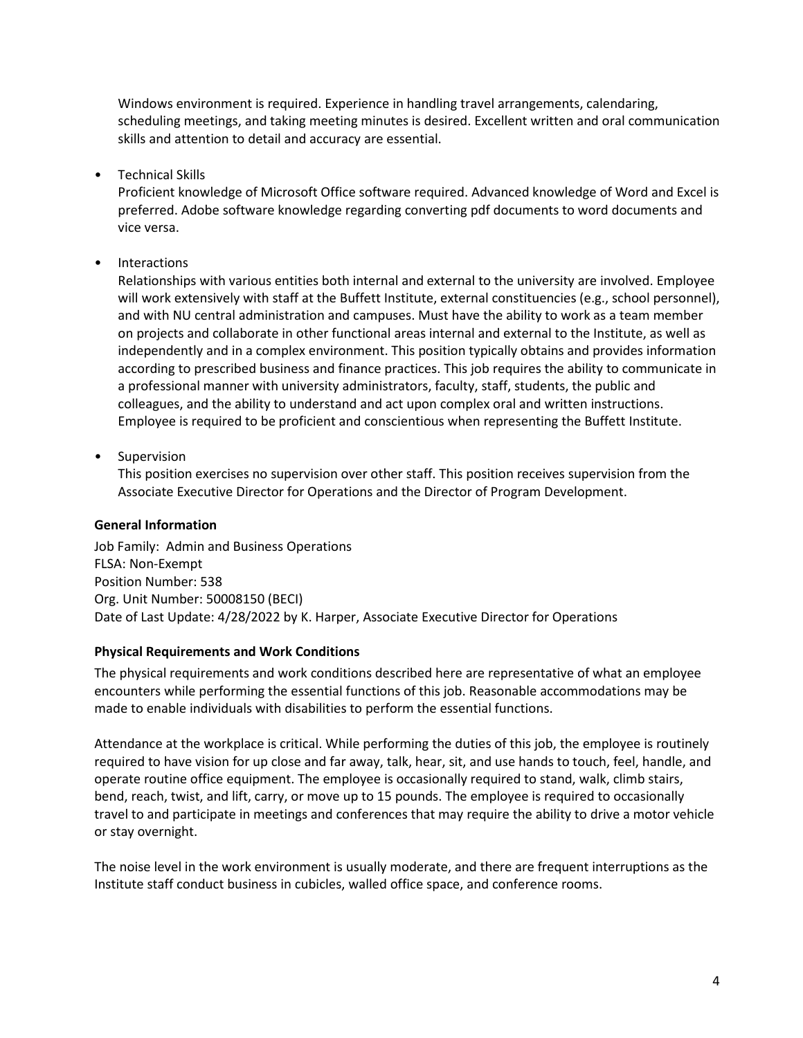Windows environment is required. Experience in handling travel arrangements, calendaring, scheduling meetings, and taking meeting minutes is desired. Excellent written and oral communication skills and attention to detail and accuracy are essential.

- Technical Skills

  Proficient knowledge of Microsoft Office software required. Advanced knowledge of Word and Excel is preferred. Adobe software knowledge regarding converting pdf documents to word documents and vice versa.

- Interactions

  Relationships with various entities both internal and external to the university are involved. Employee will work extensively with staff at the Buffett Institute, external constituencies (e.g., school personnel), and with NU central administration and campuses. Must have the ability to work as a team member on projects and collaborate in other functional areas internal and external to the Institute, as well as independently and in a complex environment. This position typically obtains and provides information according to prescribed business and finance practices. This job requires the ability to communicate in a professional manner with university administrators, faculty, staff, students, the public and colleagues, and the ability to understand and act upon complex oral and written instructions. Employee is required to be proficient and conscientious when representing the Buffett Institute.

- Supervision

  This position exercises no supervision over other staff. This position receives supervision from the Associate Executive Director for Operations and the Director of Program Development.

**General Information**

Job Family: Admin and Business Operations
FLSA: Non-Exempt
Position Number: 538
Org. Unit Number: 50008150 (BECI)
Date of Last Update: 4/28/2022 by K. Harper, Associate Executive Director for Operations

**Physical Requirements and Work Conditions**

The physical requirements and work conditions described here are representative of what an employee encounters while performing the essential functions of this job. Reasonable accommodations may be made to enable individuals with disabilities to perform the essential functions.

Attendance at the workplace is critical. While performing the duties of this job, the employee is routinely required to have vision for up close and far away, talk, hear, sit, and use hands to touch, feel, handle, and operate routine office equipment. The employee is occasionally required to stand, walk, climb stairs, bend, reach, twist, and lift, carry, or move up to 15 pounds. The employee is required to occasionally travel to and participate in meetings and conferences that may require the ability to drive a motor vehicle or stay overnight.

The noise level in the work environment is usually moderate, and there are frequent interruptions as the Institute staff conduct business in cubicles, walled office space, and conference rooms.